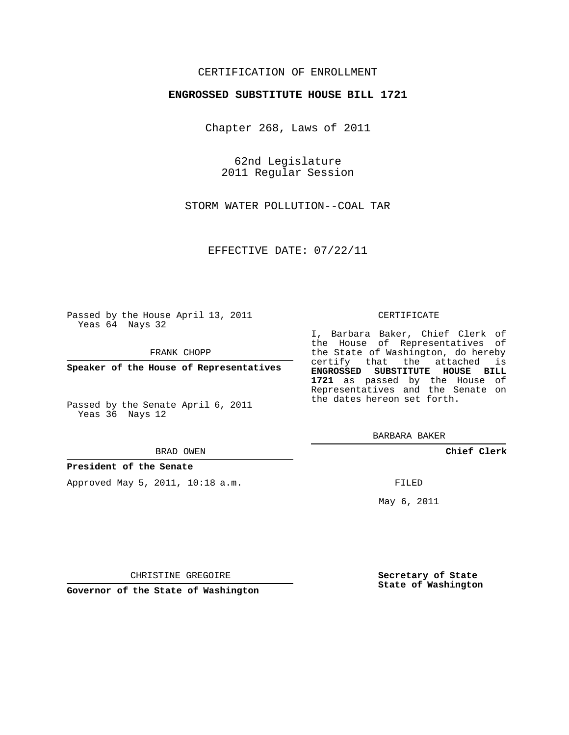CERTIFICATION OF ENROLLMENT

**ENGROSSED SUBSTITUTE HOUSE BILL 1721**

Chapter 268, Laws of 2011

62nd Legislature
2011 Regular Session

STORM WATER POLLUTION--COAL TAR

EFFECTIVE DATE: 07/22/11

Passed by the House April 13, 2011
Yeas 64 Nays 32

FRANK CHOPP

**Speaker of the House of Representatives**

Passed by the Senate April 6, 2011
Yeas 36 Nays 12

BRAD OWEN

**President of the Senate**

Approved May 5, 2011, 10:18 a.m.

CHRISTINE GREGOIRE

**Governor of the State of Washington**

CERTIFICATE

I, Barbara Baker, Chief Clerk of the House of Representatives of the State of Washington, do hereby certify that the attached is **ENGROSSED SUBSTITUTE HOUSE BILL 1721** as passed by the House of Representatives and the Senate on the dates hereon set forth.

BARBARA BAKER

**Chief Clerk**

FILED

May 6, 2011

**Secretary of State**
**State of Washington**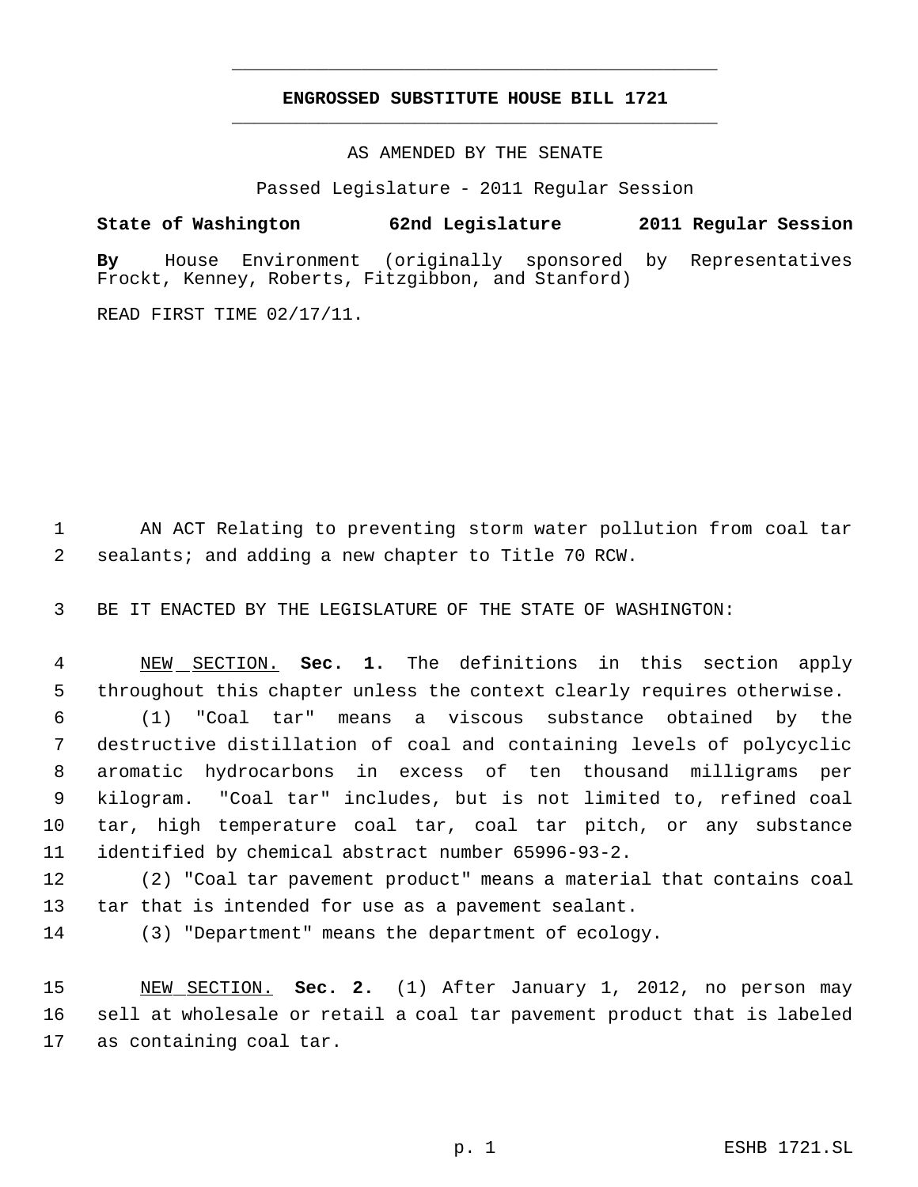# ENGROSSED SUBSTITUTE HOUSE BILL 1721

AS AMENDED BY THE SENATE

Passed Legislature - 2011 Regular Session

**State of Washington 62nd Legislature 2011 Regular Session**

**By** House Environment (originally sponsored by Representatives Frockt, Kenney, Roberts, Fitzgibbon, and Stanford)

READ FIRST TIME 02/17/11.

1 AN ACT Relating to preventing storm water pollution from coal tar
2 sealants; and adding a new chapter to Title 70 RCW.

3 BE IT ENACTED BY THE LEGISLATURE OF THE STATE OF WASHINGTON:

4 NEW SECTION. **Sec. 1.** The definitions in this section apply
5 throughout this chapter unless the context clearly requires otherwise.
6 (1) "Coal tar" means a viscous substance obtained by the
7 destructive distillation of coal and containing levels of polycyclic
8 aromatic hydrocarbons in excess of ten thousand milligrams per
9 kilogram. "Coal tar" includes, but is not limited to, refined coal
10 tar, high temperature coal tar, coal tar pitch, or any substance
11 identified by chemical abstract number 65996-93-2.
12 (2) "Coal tar pavement product" means a material that contains coal
13 tar that is intended for use as a pavement sealant.
14 (3) "Department" means the department of ecology.

15 NEW SECTION. **Sec. 2.** (1) After January 1, 2012, no person may
16 sell at wholesale or retail a coal tar pavement product that is labeled
17 as containing coal tar.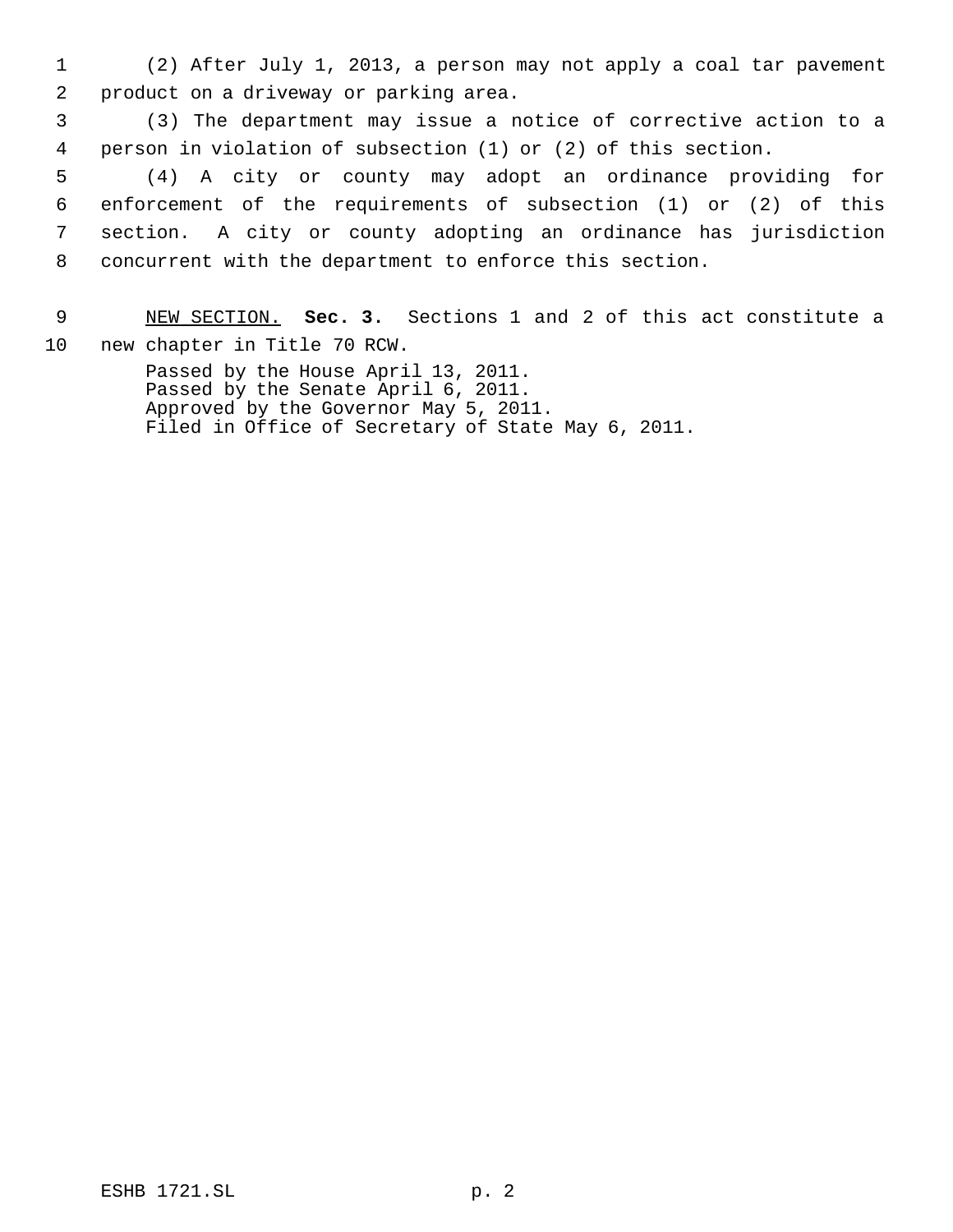(2) After July 1, 2013, a person may not apply a coal tar pavement product on a driveway or parking area.

(3) The department may issue a notice of corrective action to a person in violation of subsection (1) or (2) of this section.

(4) A city or county may adopt an ordinance providing for enforcement of the requirements of subsection (1) or (2) of this section. A city or county adopting an ordinance has jurisdiction concurrent with the department to enforce this section.

NEW SECTION. **Sec. 3.** Sections 1 and 2 of this act constitute a new chapter in Title 70 RCW.

Passed by the House April 13, 2011.
Passed by the Senate April 6, 2011.
Approved by the Governor May 5, 2011.
Filed in Office of Secretary of State May 6, 2011.